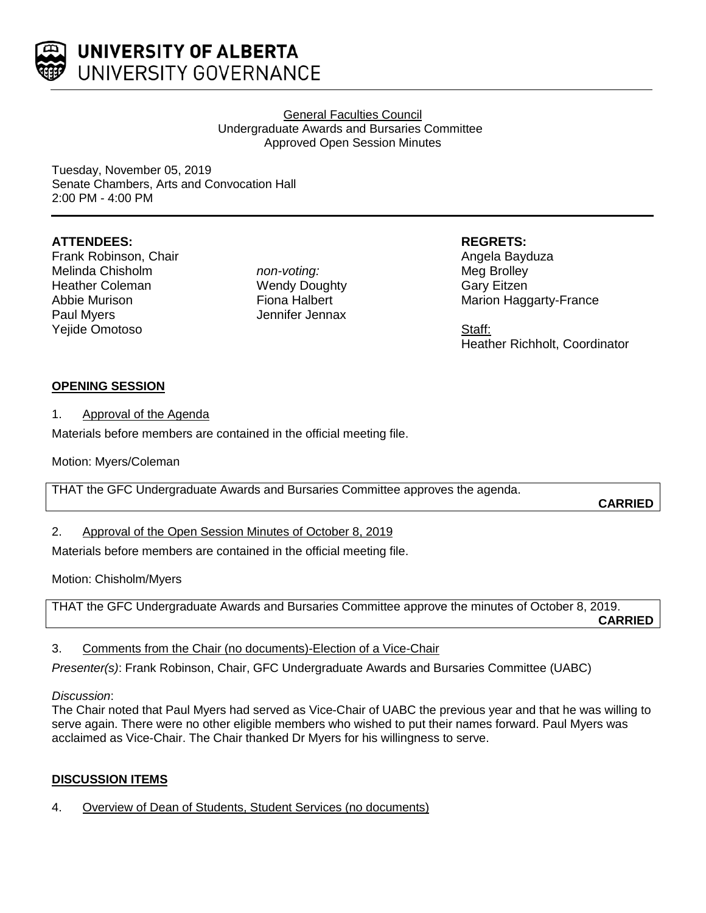UNIVERSITY OF ALBERTA
UNIVERSITY GOVERNANCE

General Faculties Council
Undergraduate Awards and Bursaries Committee
Approved Open Session Minutes

Tuesday, November 05, 2019
Senate Chambers, Arts and Convocation Hall
2:00 PM - 4:00 PM

**ATTENDEES:**
Frank Robinson, Chair
Melinda Chisholm
Heather Coleman
Abbie Murison
Paul Myers
Yejide Omotoso

*non-voting:*
Wendy Doughty
Fiona Halbert
Jennifer Jennax

**REGRETS:**
Angela Bayduza
Meg Brolley
Gary Eitzen
Marion Haggarty-France

Staff:
Heather Richholt, Coordinator

**OPENING SESSION**

1. Approval of the Agenda

Materials before members are contained in the official meeting file.

Motion: Myers/Coleman

THAT the GFC Undergraduate Awards and Bursaries Committee approves the agenda.

**CARRIED**

2. Approval of the Open Session Minutes of October 8, 2019

Materials before members are contained in the official meeting file.

Motion: Chisholm/Myers

THAT the GFC Undergraduate Awards and Bursaries Committee approve the minutes of October 8, 2019.

**CARRIED**

3. Comments from the Chair (no documents)-Election of a Vice-Chair

*Presenter(s)*: Frank Robinson, Chair, GFC Undergraduate Awards and Bursaries Committee (UABC)

*Discussion*:
The Chair noted that Paul Myers had served as Vice-Chair of UABC the previous year and that he was willing to serve again. There were no other eligible members who wished to put their names forward. Paul Myers was acclaimed as Vice-Chair. The Chair thanked Dr Myers for his willingness to serve.

**DISCUSSION ITEMS**

4. Overview of Dean of Students, Student Services (no documents)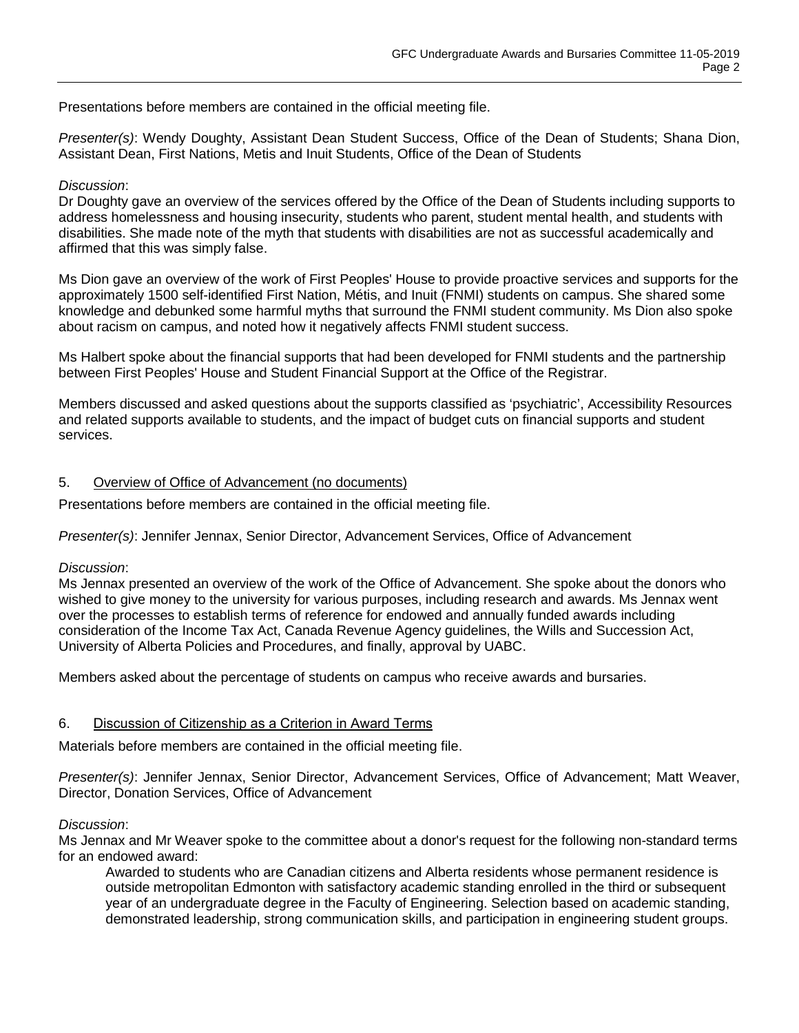Presentations before members are contained in the official meeting file.

*Presenter(s)*: Wendy Doughty, Assistant Dean Student Success, Office of the Dean of Students; Shana Dion, Assistant Dean, First Nations, Metis and Inuit Students, Office of the Dean of Students

*Discussion*:
Dr Doughty gave an overview of the services offered by the Office of the Dean of Students including supports to address homelessness and housing insecurity, students who parent, student mental health, and students with disabilities. She made note of the myth that students with disabilities are not as successful academically and affirmed that this was simply false.

Ms Dion gave an overview of the work of First Peoples' House to provide proactive services and supports for the approximately 1500 self-identified First Nation, Métis, and Inuit (FNMI) students on campus. She shared some knowledge and debunked some harmful myths that surround the FNMI student community. Ms Dion also spoke about racism on campus, and noted how it negatively affects FNMI student success.

Ms Halbert spoke about the financial supports that had been developed for FNMI students and the partnership between First Peoples' House and Student Financial Support at the Office of the Registrar.

Members discussed and asked questions about the supports classified as 'psychiatric', Accessibility Resources and related supports available to students, and the impact of budget cuts on financial supports and student services.

## 5. Overview of Office of Advancement (no documents)

Presentations before members are contained in the official meeting file.

*Presenter(s)*: Jennifer Jennax, Senior Director, Advancement Services, Office of Advancement

*Discussion*:
Ms Jennax presented an overview of the work of the Office of Advancement. She spoke about the donors who wished to give money to the university for various purposes, including research and awards. Ms Jennax went over the processes to establish terms of reference for endowed and annually funded awards including consideration of the Income Tax Act, Canada Revenue Agency guidelines, the Wills and Succession Act, University of Alberta Policies and Procedures, and finally, approval by UABC.

Members asked about the percentage of students on campus who receive awards and bursaries.

## 6. Discussion of Citizenship as a Criterion in Award Terms

Materials before members are contained in the official meeting file.

*Presenter(s)*: Jennifer Jennax, Senior Director, Advancement Services, Office of Advancement; Matt Weaver, Director, Donation Services, Office of Advancement

*Discussion*:
Ms Jennax and Mr Weaver spoke to the committee about a donor's request for the following non-standard terms for an endowed award:

> Awarded to students who are Canadian citizens and Alberta residents whose permanent residence is outside metropolitan Edmonton with satisfactory academic standing enrolled in the third or subsequent year of an undergraduate degree in the Faculty of Engineering. Selection based on academic standing, demonstrated leadership, strong communication skills, and participation in engineering student groups.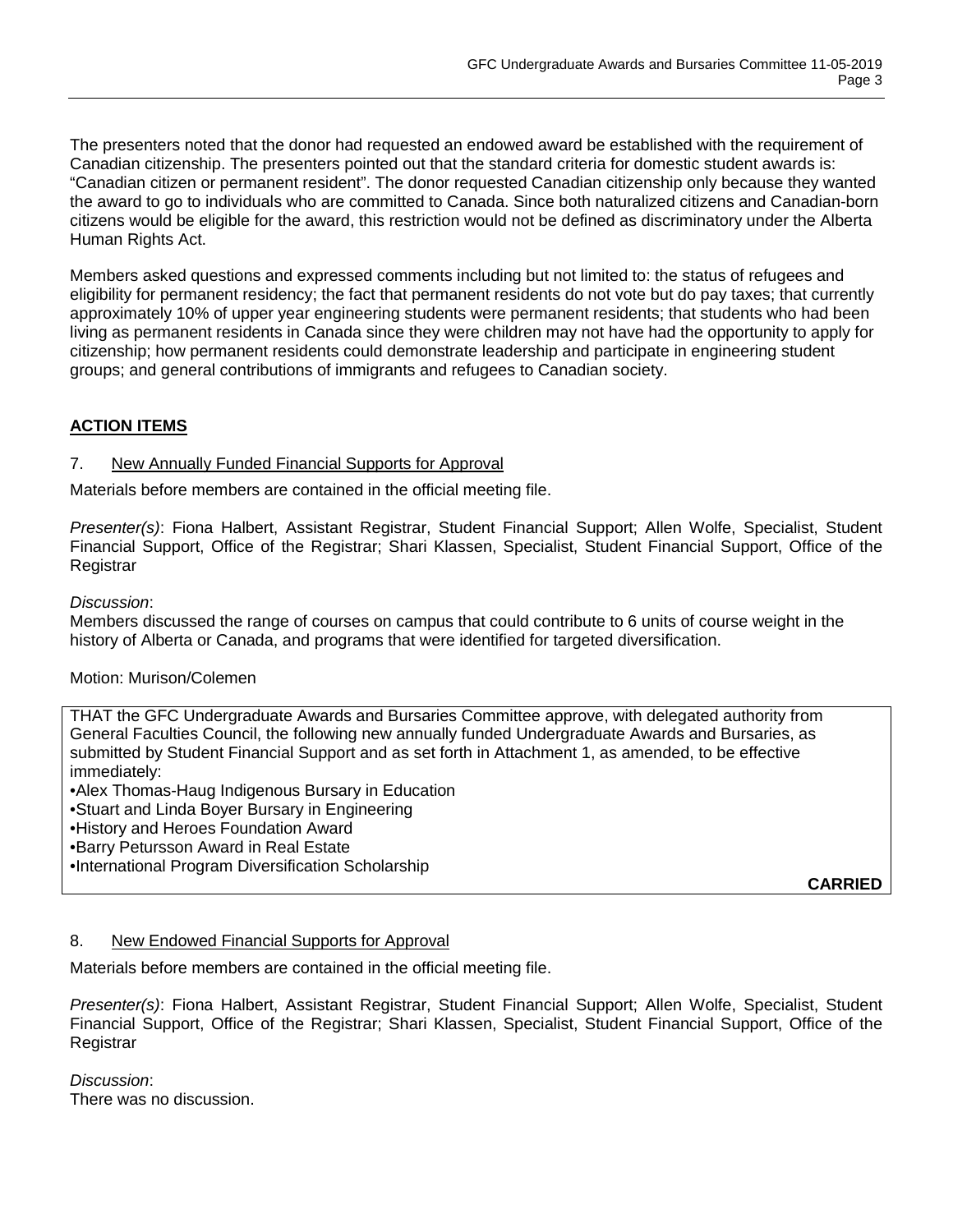The presenters noted that the donor had requested an endowed award be established with the requirement of Canadian citizenship. The presenters pointed out that the standard criteria for domestic student awards is: "Canadian citizen or permanent resident". The donor requested Canadian citizenship only because they wanted the award to go to individuals who are committed to Canada. Since both naturalized citizens and Canadian-born citizens would be eligible for the award, this restriction would not be defined as discriminatory under the Alberta Human Rights Act.

Members asked questions and expressed comments including but not limited to: the status of refugees and eligibility for permanent residency; the fact that permanent residents do not vote but do pay taxes; that currently approximately 10% of upper year engineering students were permanent residents; that students who had been living as permanent residents in Canada since they were children may not have had the opportunity to apply for citizenship; how permanent residents could demonstrate leadership and participate in engineering student groups; and general contributions of immigrants and refugees to Canadian society.

## ACTION ITEMS

### 7. New Annually Funded Financial Supports for Approval

Materials before members are contained in the official meeting file.

*Presenter(s)*: Fiona Halbert, Assistant Registrar, Student Financial Support; Allen Wolfe, Specialist, Student Financial Support, Office of the Registrar; Shari Klassen, Specialist, Student Financial Support, Office of the Registrar

*Discussion*:
Members discussed the range of courses on campus that could contribute to 6 units of course weight in the history of Alberta or Canada, and programs that were identified for targeted diversification.

Motion: Murison/Colemen

THAT the GFC Undergraduate Awards and Bursaries Committee approve, with delegated authority from General Faculties Council, the following new annually funded Undergraduate Awards and Bursaries, as submitted by Student Financial Support and as set forth in Attachment 1, as amended, to be effective immediately:

- Alex Thomas-Haug Indigenous Bursary in Education
- Stuart and Linda Boyer Bursary in Engineering
- History and Heroes Foundation Award
- Barry Petursson Award in Real Estate
- International Program Diversification Scholarship

**CARRIED**

### 8. New Endowed Financial Supports for Approval

Materials before members are contained in the official meeting file.

*Presenter(s)*: Fiona Halbert, Assistant Registrar, Student Financial Support; Allen Wolfe, Specialist, Student Financial Support, Office of the Registrar; Shari Klassen, Specialist, Student Financial Support, Office of the Registrar

*Discussion*:
There was no discussion.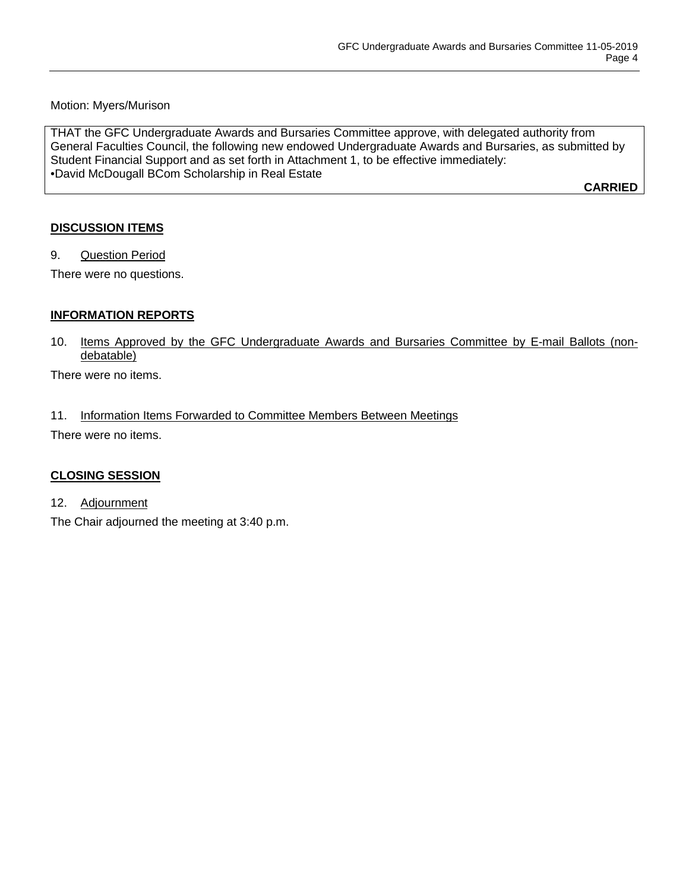Motion: Myers/Murison

THAT the GFC Undergraduate Awards and Bursaries Committee approve, with delegated authority from General Faculties Council, the following new endowed Undergraduate Awards and Bursaries, as submitted by Student Financial Support and as set forth in Attachment 1, to be effective immediately:
•David McDougall BCom Scholarship in Real Estate

**CARRIED**

## DISCUSSION ITEMS

9. Question Period

There were no questions.

## INFORMATION REPORTS

10. Items Approved by the GFC Undergraduate Awards and Bursaries Committee by E-mail Ballots (non-debatable)

There were no items.

11. Information Items Forwarded to Committee Members Between Meetings

There were no items.

## CLOSING SESSION

12. Adjournment

The Chair adjourned the meeting at 3:40 p.m.